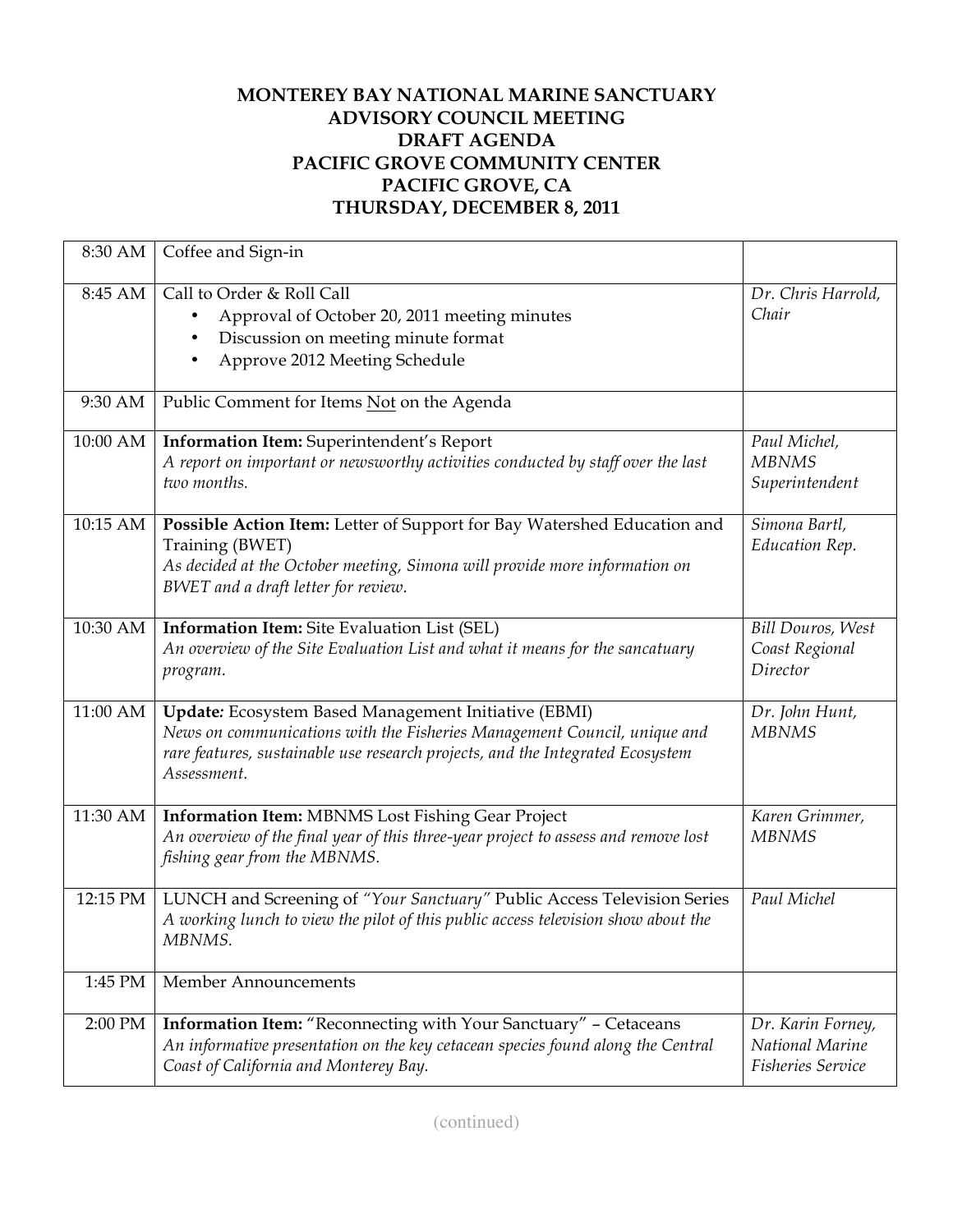# MONTEREY BAY NATIONAL MARINE SANCTUARY
## ADVISORY COUNCIL MEETING
## DRAFT AGENDA
## PACIFIC GROVE COMMUNITY CENTER
## PACIFIC GROVE, CA
## THURSDAY, DECEMBER 8, 2011

| Time | Item | Presenter |
|---|---|---|
| 8:30 AM | Coffee and Sign-in | |
| 8:45 AM | Call to Order & Roll Call<br>• Approval of October 20, 2011 meeting minutes<br>• Discussion on meeting minute format<br>• Approve 2012 Meeting Schedule | *Dr. Chris Harrold, Chair* |
| 9:30 AM | Public Comment for Items <u>Not</u> on the Agenda | |
| 10:00 AM | **Information Item:** Superintendent's Report<br>*A report on important or newsworthy activities conducted by staff over the last two months.* | *Paul Michel, MBNMS Superintendent* |
| 10:15 AM | **Possible Action Item:** Letter of Support for Bay Watershed Education and Training (BWET)<br>*As decided at the October meeting, Simona will provide more information on BWET and a draft letter for review.* | *Simona Bartl, Education Rep.* |
| 10:30 AM | **Information Item:** Site Evaluation List (SEL)<br>*An overview of the Site Evaluation List and what it means for the sancatuary program.* | *Bill Douros, West Coast Regional Director* |
| 11:00 AM | **Update:** Ecosystem Based Management Initiative (EBMI)<br>*News on communications with the Fisheries Management Council, unique and rare features, sustainable use research projects, and the Integrated Ecosystem Assessment.* | *Dr. John Hunt, MBNMS* |
| 11:30 AM | **Information Item:** MBNMS Lost Fishing Gear Project<br>*An overview of the final year of this three-year project to assess and remove lost fishing gear from the MBNMS.* | *Karen Grimmer, MBNMS* |
| 12:15 PM | LUNCH and Screening of *"Your Sanctuary"* Public Access Television Series<br>*A working lunch to view the pilot of this public access television show about the MBNMS.* | *Paul Michel* |
| 1:45 PM | Member Announcements | |
| 2:00 PM | **Information Item:** "Reconnecting with Your Sanctuary" – Cetaceans<br>*An informative presentation on the key cetacean species found along the Central Coast of California and Monterey Bay.* | *Dr. Karin Forney, National Marine Fisheries Service* |

(continued)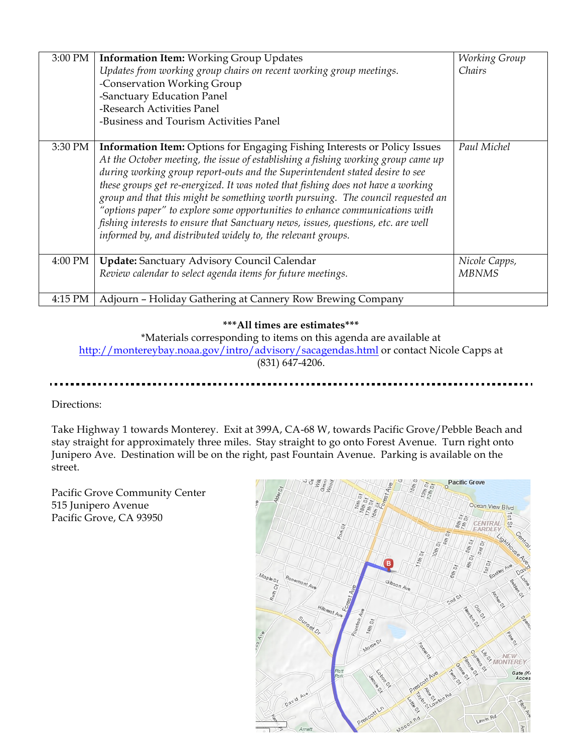| | | |
|---|---|---|
| 3:00 PM | **Information Item:** Working Group Updates<br>*Updates from working group chairs on recent working group meetings.*<br>-Conservation Working Group<br>-Sanctuary Education Panel<br>-Research Activities Panel<br>-Business and Tourism Activities Panel | *Working Group Chairs* |
| 3:30 PM | **Information Item:** Options for Engaging Fishing Interests or Policy Issues<br>*At the October meeting, the issue of establishing a fishing working group came up during working group report-outs and the Superintendent stated desire to see these groups get re-energized. It was noted that fishing does not have a working group and that this might be something worth pursuing. The council requested an "options paper" to explore some opportunities to enhance communications with fishing interests to ensure that Sanctuary news, issues, questions, etc. are well informed by, and distributed widely to, the relevant groups.* | *Paul Michel* |
| 4:00 PM | **Update:** Sanctuary Advisory Council Calendar<br>*Review calendar to select agenda items for future meetings.* | *Nicole Capps, MBNMS* |
| 4:15 PM | Adjourn – Holiday Gathering at Cannery Row Brewing Company | |

**\*\*\*All times are estimates\*\*\***

*Materials corresponding to items on this agenda are available at http://montereybay.noaa.gov/intro/advisory/sacagendas.html or contact Nicole Capps at (831) 647-4206.

---

Directions:

Take Highway 1 towards Monterey. Exit at 399A, CA-68 W, towards Pacific Grove/Pebble Beach and stay straight for approximately three miles. Stay straight to go onto Forest Avenue. Turn right onto Junipero Ave. Destination will be on the right, past Fountain Avenue. Parking is available on the street.

Pacific Grove Community Center
515 Junipero Avenue
Pacific Grove, CA 93950